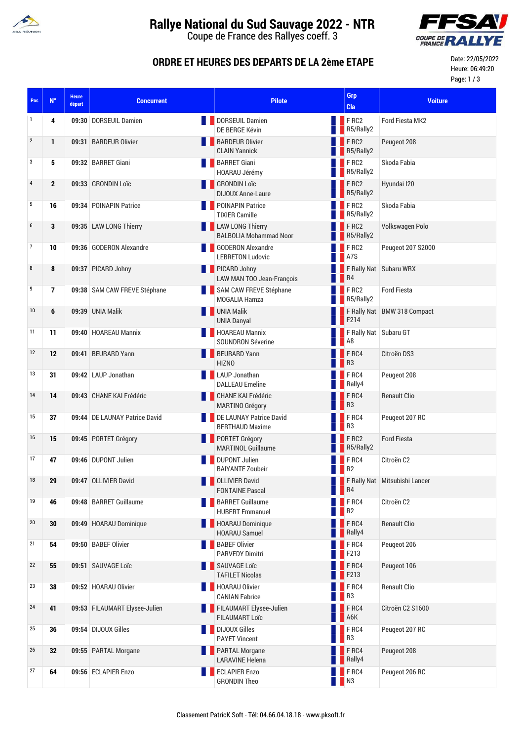# Rallye National du Sud Sauvage 2022 - NTR

Coupe de France des Rallyes coeff. 3

## ORDRE ET HEURES DES DEPARTS DE LA 2ème ETAPE

Date: 22/05/2022
Heure: 06:49:20

| Pos | N° | Heure départ | Concurrent | Pilote | Grp Cla | Voiture |
|---|---|---|---|---|---|---|
| 1 | 4 | 09:30 | DORSEUIL Damien | DORSEUIL Damien<br>DE BERGE Kévin | F RC2<br>R5/Rally2 | Ford Fiesta MK2 |
| 2 | 1 | 09:31 | BARDEUR Olivier | BARDEUR Olivier<br>CLAIN Yannick | F RC2<br>R5/Rally2 | Peugeot 208 |
| 3 | 5 | 09:32 | BARRET Giani | BARRET Giani<br>HOARAU Jérémy | F RC2<br>R5/Rally2 | Skoda Fabia |
| 4 | 2 | 09:33 | GRONDIN Loïc | GRONDIN Loïc<br>DIJOUX Anne-Laure | F RC2<br>R5/Rally2 | Hyundai I20 |
| 5 | 16 | 09:34 | POINAPIN Patrice | POINAPIN Patrice<br>TIXIER Camille | F RC2<br>R5/Rally2 | Skoda Fabia |
| 6 | 3 | 09:35 | LAW LONG Thierry | LAW LONG Thierry<br>BALBOLIA Mohammad Noor | F RC2<br>R5/Rally2 | Volkswagen Polo |
| 7 | 10 | 09:36 | GODERON Alexandre | GODERON Alexandre<br>LEBRETON Ludovic | F RC2<br>A7S | Peugeot 207 S2000 |
| 8 | 8 | 09:37 | PICARD Johny | PICARD Johny<br>LAW MAN TOO Jean-François | F Rally Nat<br>R4 | Subaru WRX |
| 9 | 7 | 09:38 | SAM CAW FREVE Stéphane | SAM CAW FREVE Stéphane<br>MOGALIA Hamza | F RC2<br>R5/Rally2 | Ford Fiesta |
| 10 | 6 | 09:39 | UNIA Malik | UNIA Malik<br>UNIA Danyal | F Rally Nat<br>F214 | BMW 318 Compact |
| 11 | 11 | 09:40 | HOAREAU Mannix | HOAREAU Mannix<br>SOUNDRON Séverine | F Rally Nat<br>A8 | Subaru GT |
| 12 | 12 | 09:41 | BEURARD Yann | BEURARD Yann<br>HIZNO | F RC4<br>R3 | Citroën DS3 |
| 13 | 31 | 09:42 | LAUP Jonathan | LAUP Jonathan<br>DALLEAU Emeline | F RC4<br>Rally4 | Peugeot 208 |
| 14 | 14 | 09:43 | CHANE KAI Frédéric | CHANE KAI Frédéric<br>MARTINO Grégory | F RC4<br>R3 | Renault Clio |
| 15 | 37 | 09:44 | DE LAUNAY Patrice David | DE LAUNAY Patrice David<br>BERTHAUD Maxime | F RC4<br>R3 | Peugeot 207 RC |
| 16 | 15 | 09:45 | PORTET Grégory | PORTET Grégory<br>MARTINOL Guillaume | F RC2<br>R5/Rally2 | Ford Fiesta |
| 17 | 47 | 09:46 | DUPONT Julien | DUPONT Julien<br>BAIYANTE Zoubeir | F RC4<br>R2 | Citroën C2 |
| 18 | 29 | 09:47 | OLLIVIER David | OLLIVIER David<br>FONTAINE Pascal | F Rally Nat<br>R4 | Mitsubishi Lancer |
| 19 | 46 | 09:48 | BARRET Guillaume | BARRET Guillaume<br>HUBERT Emmanuel | F RC4<br>R2 | Citroën C2 |
| 20 | 30 | 09:49 | HOARAU Dominique | HOARAU Dominique<br>HOARAU Samuel | F RC4<br>Rally4 | Renault Clio |
| 21 | 54 | 09:50 | BABEF Olivier | BABEF Olivier<br>PARVEDY Dimitri | F RC4<br>F213 | Peugeot 206 |
| 22 | 55 | 09:51 | SAUVAGE Loïc | SAUVAGE Loïc<br>TAFILET Nicolas | F RC4<br>F213 | Peugeot 106 |
| 23 | 38 | 09:52 | HOARAU Olivier | HOARAU Olivier<br>CANIAN Fabrice | F RC4<br>R3 | Renault Clio |
| 24 | 41 | 09:53 | FILAUMART Elysee-Julien | FILAUMART Elysee-Julien<br>FILAUMART Loïc | F RC4<br>A6K | Citroën C2 S1600 |
| 25 | 36 | 09:54 | DIJOUX Gilles | DIJOUX Gilles<br>PAYET Vincent | F RC4<br>R3 | Peugeot 207 RC |
| 26 | 32 | 09:55 | PARTAL Morgane | PARTAL Morgane<br>LARAVINE Helena | F RC4<br>Rally4 | Peugeot 208 |
| 27 | 64 | 09:56 | ECLAPIER Enzo | ECLAPIER Enzo<br>GRONDIN Theo | F RC4<br>N3 | Peugeot 206 RC |

Classement PatricK Soft - Tél: 04.66.04.18.18 - www.pksoft.fr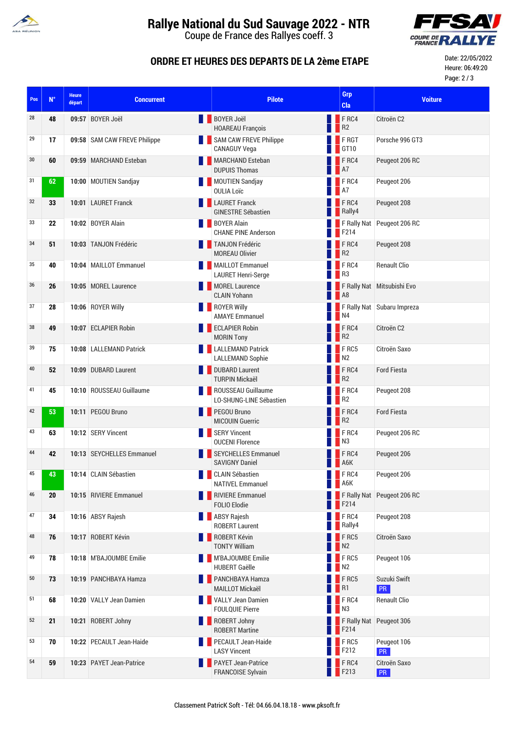# Rallye National du Sud Sauvage 2022 - NTR

Coupe de France des Rallyes coeff. 3

## ORDRE ET HEURES DES DEPARTS DE LA 2ème ETAPE

Date: 22/05/2022
Heure: 06:49:20

| Pos | N° | Heure départ | Concurrent | Pilote | Grp Cla | Voiture |
|---|---|---|---|---|---|---|
| 28 | 48 | 09:57 | BOYER Joël | BOYER Joël<br>HOAREAU François | F RC4<br>R2 | Citroën C2 |
| 29 | 17 | 09:58 | SAM CAW FREVE Philippe | SAM CAW FREVE Philippe<br>CANAGUY Vega | F RGT<br>GT10 | Porsche 996 GT3 |
| 30 | 60 | 09:59 | MARCHAND Esteban | MARCHAND Esteban<br>DUPUIS Thomas | F RC4<br>A7 | Peugeot 206 RC |
| 31 | 62 | 10:00 | MOUTIEN Sandjay | MOUTIEN Sandjay<br>OULIA Loïc | F RC4<br>A7 | Peugeot 206 |
| 32 | 33 | 10:01 | LAURET Franck | LAURET Franck<br>GINESTRE Sébastien | F RC4<br>Rally4 | Peugeot 208 |
| 33 | 22 | 10:02 | BOYER Alain | BOYER Alain<br>CHANE PINE Anderson | F Rally Nat<br>F214 | Peugeot 206 RC |
| 34 | 51 | 10:03 | TANJON Frédéric | TANJON Frédéric<br>MOREAU Olivier | F RC4<br>R2 | Peugeot 208 |
| 35 | 40 | 10:04 | MAILLOT Emmanuel | MAILLOT Emmanuel<br>LAURET Henri-Serge | F RC4<br>R3 | Renault Clio |
| 36 | 26 | 10:05 | MOREL Laurence | MOREL Laurence<br>CLAIN Yohann | F Rally Nat<br>A8 | Mitsubishi Evo |
| 37 | 28 | 10:06 | ROYER Willy | ROYER Willy<br>AMAYE Emmanuel | F Rally Nat<br>N4 | Subaru Impreza |
| 38 | 49 | 10:07 | ECLAPIER Robin | ECLAPIER Robin<br>MORIN Tony | F RC4<br>R2 | Citroën C2 |
| 39 | 75 | 10:08 | LALLEMAND Patrick | LALLEMAND Patrick<br>LALLEMAND Sophie | F RC5<br>N2 | Citroën Saxo |
| 40 | 52 | 10:09 | DUBARD Laurent | DUBARD Laurent<br>TURPIN Mickaël | F RC4<br>R2 | Ford Fiesta |
| 41 | 45 | 10:10 | ROUSSEAU Guillaume | ROUSSEAU Guillaume<br>LO-SHUNG-LINE Sébastien | F RC4<br>R2 | Peugeot 208 |
| 42 | 53 | 10:11 | PEGOU Bruno | PEGOU Bruno<br>MICOUIN Guerric | F RC4<br>R2 | Ford Fiesta |
| 43 | 63 | 10:12 | SERY Vincent | SERY Vincent<br>OUCENI Florence | F RC4<br>N3 | Peugeot 206 RC |
| 44 | 42 | 10:13 | SEYCHELLES Emmanuel | SEYCHELLES Emmanuel<br>SAVIGNY Daniel | F RC4<br>A6K | Peugeot 206 |
| 45 | 43 | 10:14 | CLAIN Sébastien | CLAIN Sébastien<br>NATIVEL Emmanuel | F RC4<br>A6K | Peugeot 206 |
| 46 | 20 | 10:15 | RIVIERE Emmanuel | RIVIERE Emmanuel<br>FOLIO Elodie | F Rally Nat<br>F214 | Peugeot 206 RC |
| 47 | 34 | 10:16 | ABSY Rajesh | ABSY Rajesh<br>ROBERT Laurent | F RC4<br>Rally4 | Peugeot 208 |
| 48 | 76 | 10:17 | ROBERT Kévin | ROBERT Kévin<br>TONTY William | F RC5<br>N2 | Citroën Saxo |
| 49 | 78 | 10:18 | M'BAJOUMBE Emilie | M'BAJOUMBE Emilie<br>HUBERT Gaëlle | F RC5<br>N2 | Peugeot 106 |
| 50 | 73 | 10:19 | PANCHBAYA Hamza | PANCHBAYA Hamza<br>MAILLOT Mickaël | F RC5<br>R1 | Suzuki Swift<br>PR |
| 51 | 68 | 10:20 | VALLY Jean Damien | VALLY Jean Damien<br>FOULQUIE Pierre | F RC4<br>N3 | Renault Clio |
| 52 | 21 | 10:21 | ROBERT Johny | ROBERT Johny<br>ROBERT Martine | F Rally Nat<br>F214 | Peugeot 306 |
| 53 | 70 | 10:22 | PECAULT Jean-Haide | PECAULT Jean-Haide<br>LASY Vincent | F RC5<br>F212 | Peugeot 106<br>PR |
| 54 | 59 | 10:23 | PAYET Jean-Patrice | PAYET Jean-Patrice<br>FRANCOISE Sylvain | F RC4<br>F213 | Citroën Saxo<br>PR |

Classement PatricK Soft - Tél: 04.66.04.18.18 - www.pksoft.fr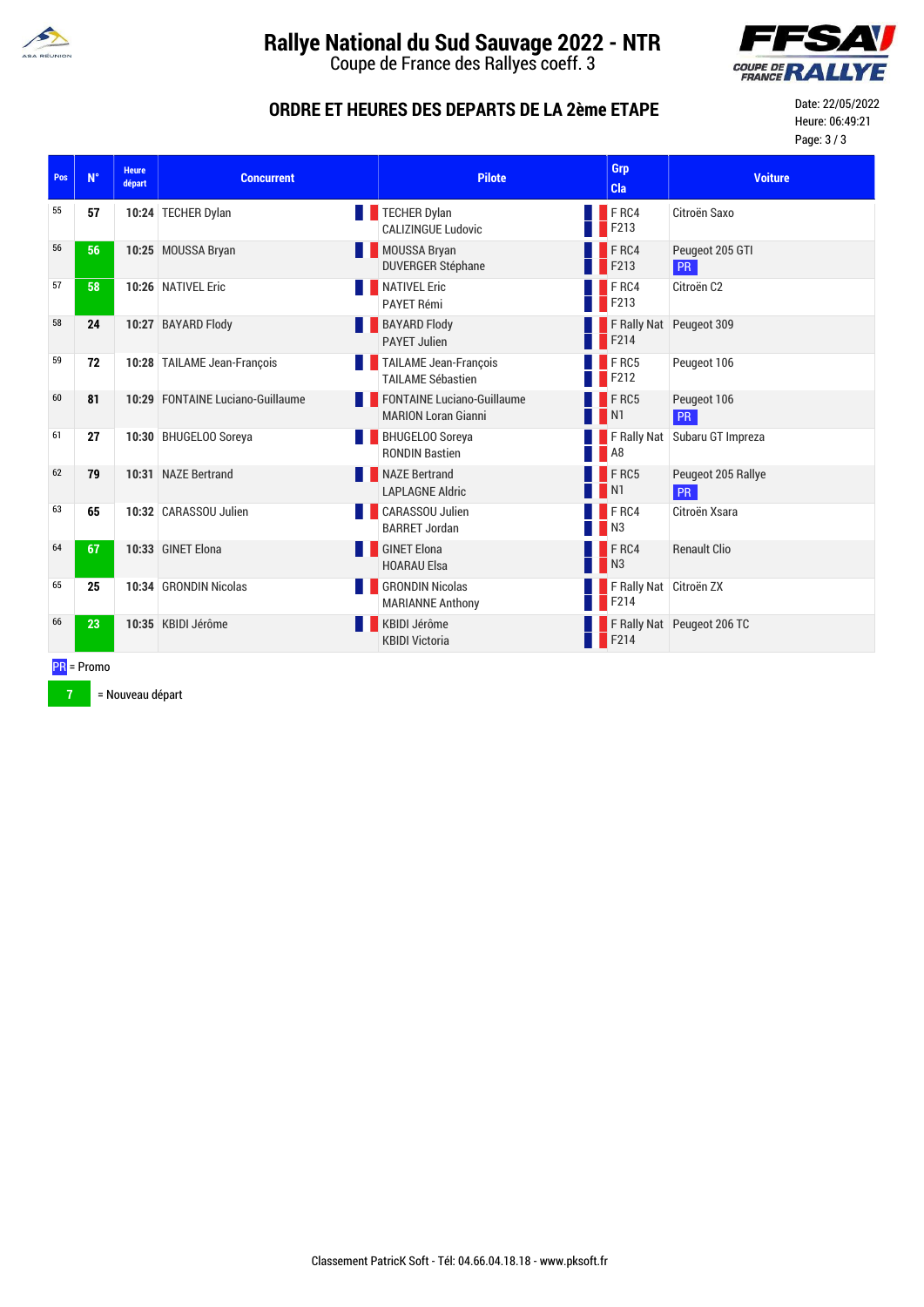# Rallye National du Sud Sauvage 2022 - NTR

Coupe de France des Rallyes coeff. 3

## ORDRE ET HEURES DES DEPARTS DE LA 2ème ETAPE

Date: 22/05/2022
Heure: 06:49:21

| Pos | N° | Heure départ | Concurrent | Pilote | Grp Cla | Voiture |
|---|---|---|---|---|---|---|
| 55 | 57 | 10:24 | TECHER Dylan | TECHER Dylan<br>CALIZINGUE Ludovic | F RC4<br>F213 | Citroën Saxo |
| 56 | 56 | 10:25 | MOUSSA Bryan | MOUSSA Bryan<br>DUVERGER Stéphane | F RC4<br>F213 | Peugeot 205 GTI<br>PR |
| 57 | 58 | 10:26 | NATIVEL Eric | NATIVEL Eric<br>PAYET Rémi | F RC4<br>F213 | Citroën C2 |
| 58 | 24 | 10:27 | BAYARD Flody | BAYARD Flody<br>PAYET Julien | F Rally Nat<br>F214 | Peugeot 309 |
| 59 | 72 | 10:28 | TAILAME Jean-François | TAILAME Jean-François<br>TAILAME Sébastien | F RC5<br>F212 | Peugeot 106 |
| 60 | 81 | 10:29 | FONTAINE Luciano-Guillaume | FONTAINE Luciano-Guillaume<br>MARION Loran Gianni | F RC5<br>N1 | Peugeot 106<br>PR |
| 61 | 27 | 10:30 | BHUGELOO Soreya | BHUGELOO Soreya<br>RONDIN Bastien | F Rally Nat<br>A8 | Subaru GT Impreza |
| 62 | 79 | 10:31 | NAZE Bertrand | NAZE Bertrand<br>LAPLAGNE Aldric | F RC5<br>N1 | Peugeot 205 Rallye<br>PR |
| 63 | 65 | 10:32 | CARASSOU Julien | CARASSOU Julien<br>BARRET Jordan | F RC4<br>N3 | Citroën Xsara |
| 64 | 67 | 10:33 | GINET Elona | GINET Elona<br>HOARAU Elsa | F RC4<br>N3 | Renault Clio |
| 65 | 25 | 10:34 | GRONDIN Nicolas | GRONDIN Nicolas<br>MARIANNE Anthony | F Rally Nat<br>F214 | Citroën ZX |
| 66 | 23 | 10:35 | KBIDI Jérôme | KBIDI Jérôme<br>KBIDI Victoria | F Rally Nat<br>F214 | Peugeot 206 TC |

PR = Promo

7 = Nouveau départ

Classement PatricK Soft - Tél: 04.66.04.18.18 - www.pksoft.fr